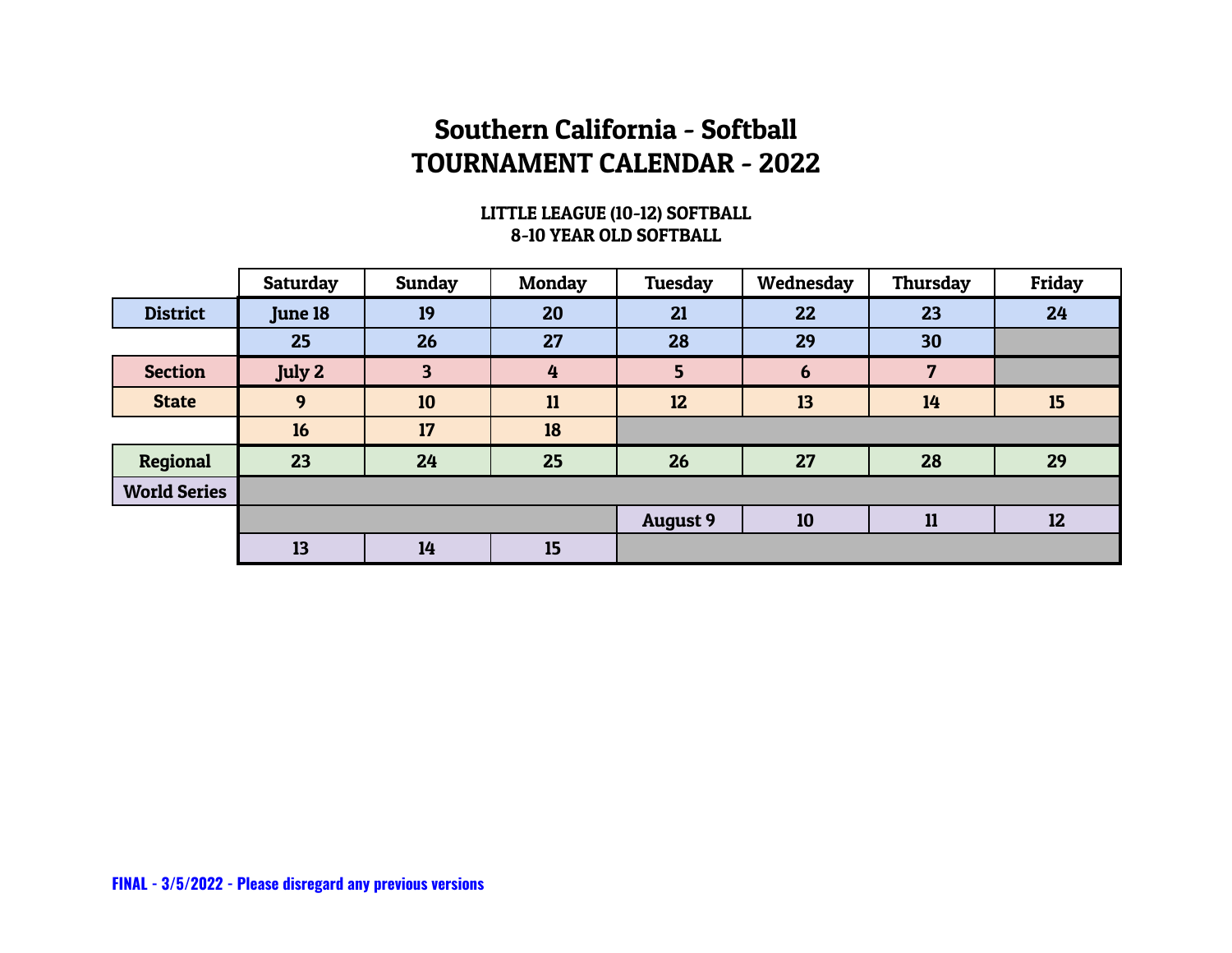# Southern California - Softball
# TOURNAMENT CALENDAR - 2022

### LITTLE LEAGUE (10-12) SOFTBALL
### 8-10 YEAR OLD SOFTBALL

| | Saturday | Sunday | Monday | Tuesday | Wednesday | Thursday | Friday |
|---|---|---|---|---|---|---|---|
| **District** | **June 18** | **19** | **20** | **21** | **22** | **23** | **24** |
| | **25** | **26** | **27** | **28** | **29** | **30** | |
| **Section** | **July 2** | **3** | **4** | **5** | **6** | **7** | |
| **State** | **9** | **10** | **11** | **12** | **13** | **14** | **15** |
| | **16** | **17** | **18** | | | | |
| **Regional** | **23** | **24** | **25** | **26** | **27** | **28** | **29** |
| **World Series** | | | | | | | |
| | | | | **August 9** | **10** | **11** | **12** |
| | **13** | **14** | **15** | | | | |

**FINAL - 3/5/2022 - Please disregard any previous versions**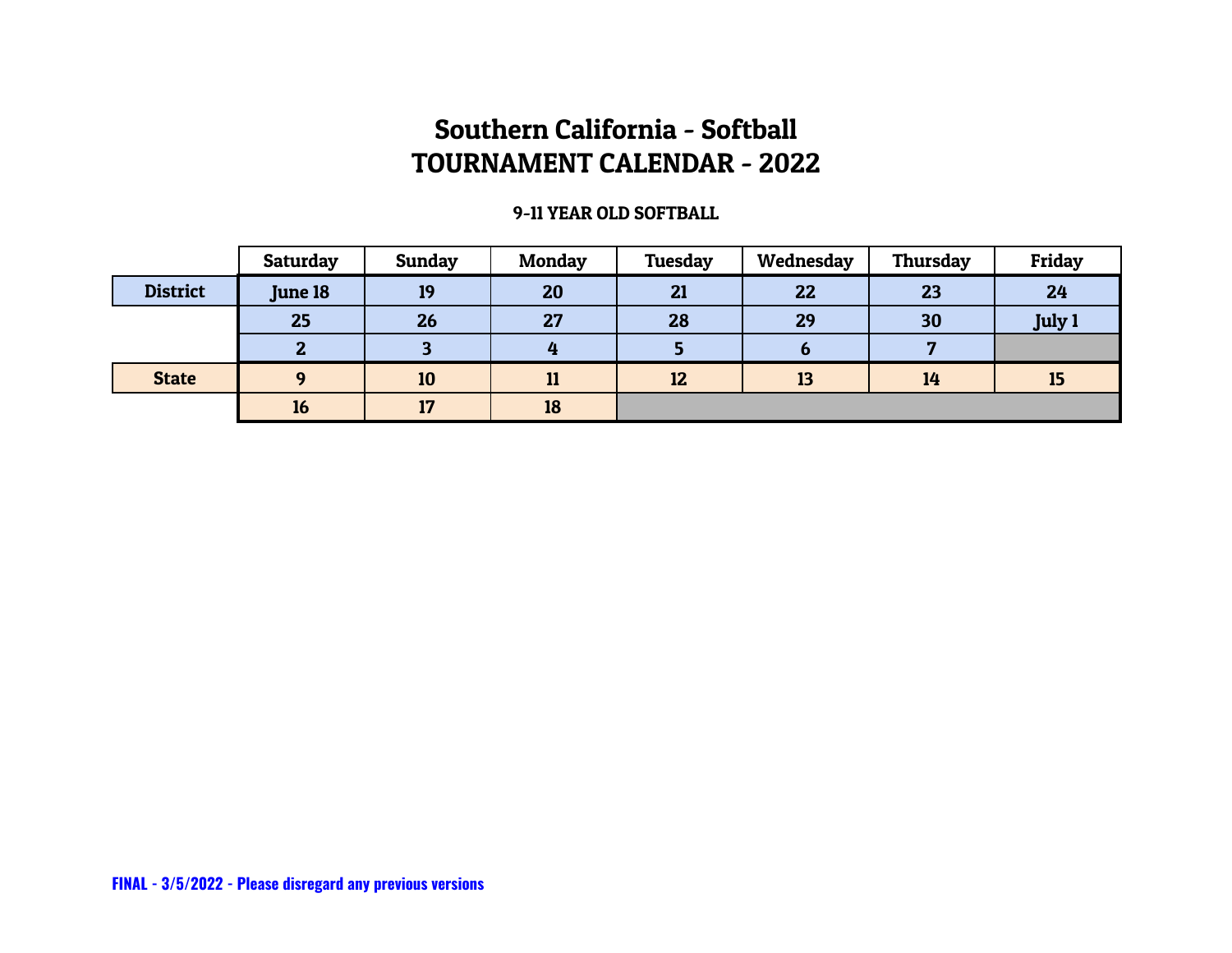# Southern California - Softball
# TOURNAMENT CALENDAR - 2022

### 9-11 YEAR OLD SOFTBALL

| | Saturday | Sunday | Monday | Tuesday | Wednesday | Thursday | Friday |
|---|---|---|---|---|---|---|---|
| **District** | June 18 | 19 | 20 | 21 | 22 | 23 | 24 |
| | 25 | 26 | 27 | 28 | 29 | 30 | July 1 |
| | 2 | 3 | 4 | 5 | 6 | 7 | |
| **State** | 9 | 10 | 11 | 12 | 13 | 14 | 15 |
| | 16 | 17 | 18 | | | | |

**FINAL - 3/5/2022 - Please disregard any previous versions**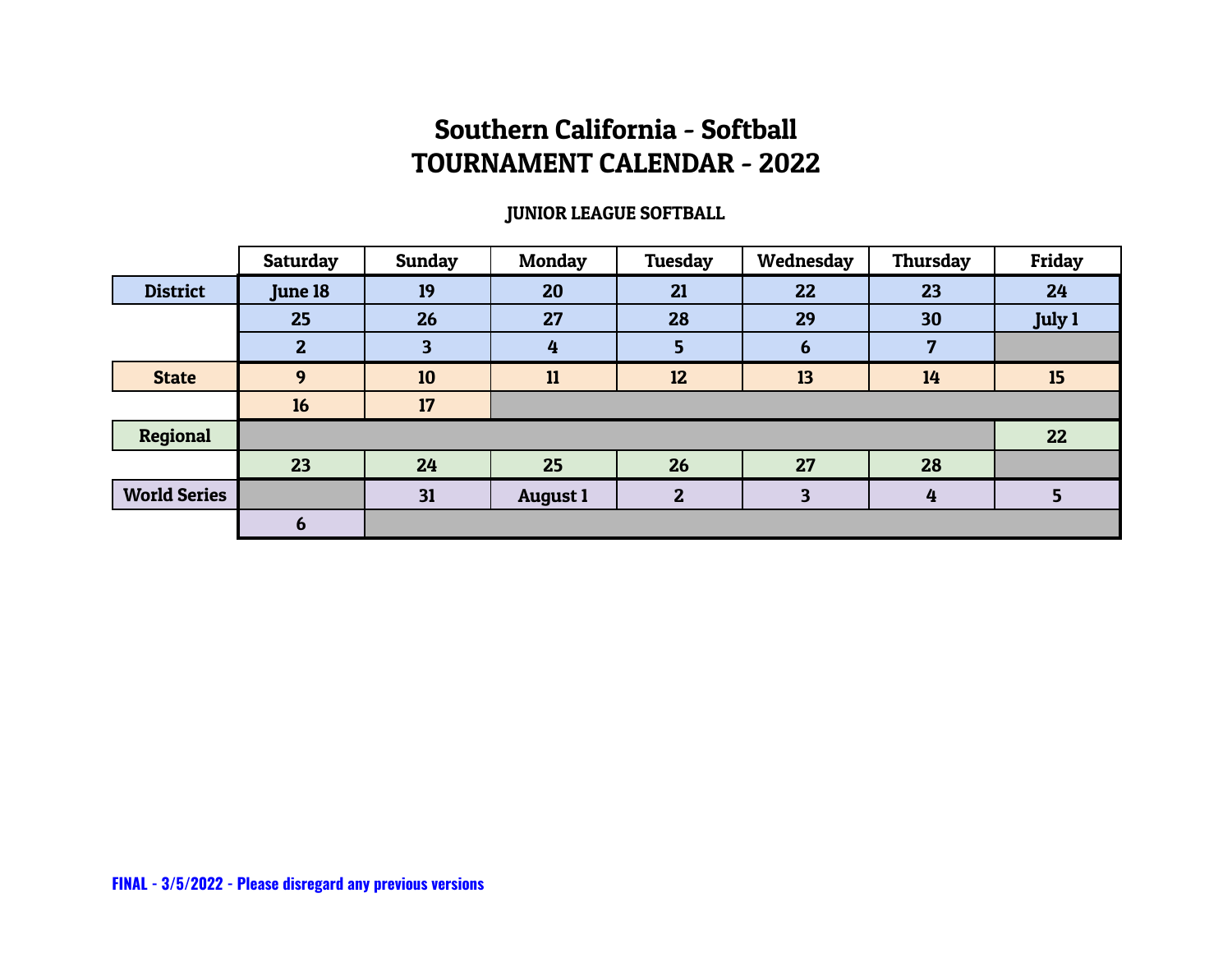# Southern California - Softball
# TOURNAMENT CALENDAR - 2022

### JUNIOR LEAGUE SOFTBALL

| | Saturday | Sunday | Monday | Tuesday | Wednesday | Thursday | Friday |
|---|---|---|---|---|---|---|---|
| **District** | June 18 | 19 | 20 | 21 | 22 | 23 | 24 |
| | 25 | 26 | 27 | 28 | 29 | 30 | July 1 |
| | 2 | 3 | 4 | 5 | 6 | 7 | |
| **State** | 9 | 10 | 11 | 12 | 13 | 14 | 15 |
| | 16 | 17 | | | | | |
| **Regional** | | | | | | | 22 |
| | 23 | 24 | 25 | 26 | 27 | 28 | |
| **World Series** | | 31 | August 1 | 2 | 3 | 4 | 5 |
| | 6 | | | | | | |

**FINAL - 3/5/2022 - Please disregard any previous versions**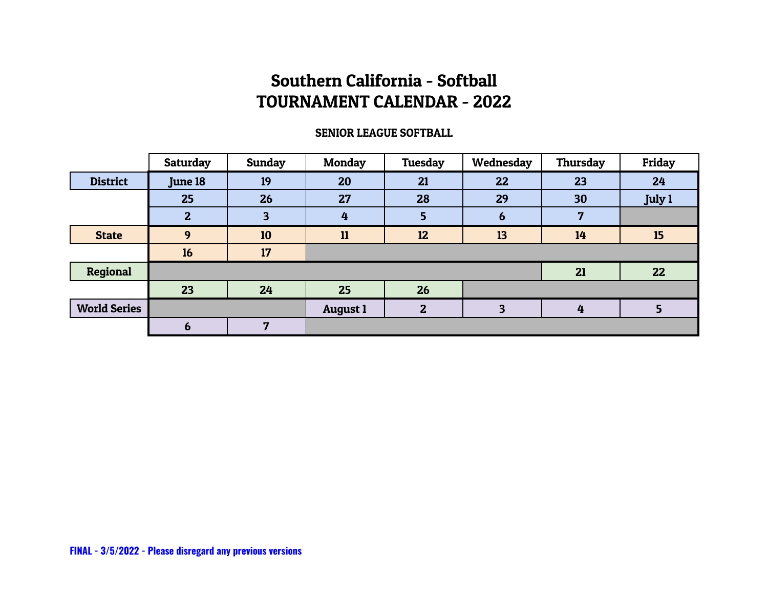# Southern California - Softball
# TOURNAMENT CALENDAR - 2022

### SENIOR LEAGUE SOFTBALL

| | Saturday | Sunday | Monday | Tuesday | Wednesday | Thursday | Friday |
|---|---|---|---|---|---|---|---|
| **District** | **June 18** | **19** | **20** | **21** | **22** | **23** | **24** |
| | **25** | **26** | **27** | **28** | **29** | **30** | **July 1** |
| | **2** | **3** | **4** | **5** | **6** | **7** | |
| **State** | **9** | **10** | **11** | **12** | **13** | **14** | **15** |
| | **16** | **17** | | | | | |
| **Regional** | | | | | | **21** | **22** |
| | **23** | **24** | **25** | **26** | | | |
| **World Series** | | | **August 1** | **2** | **3** | **4** | **5** |
| | **6** | **7** | | | | | |

**FINAL - 3/5/2022 - Please disregard any previous versions**